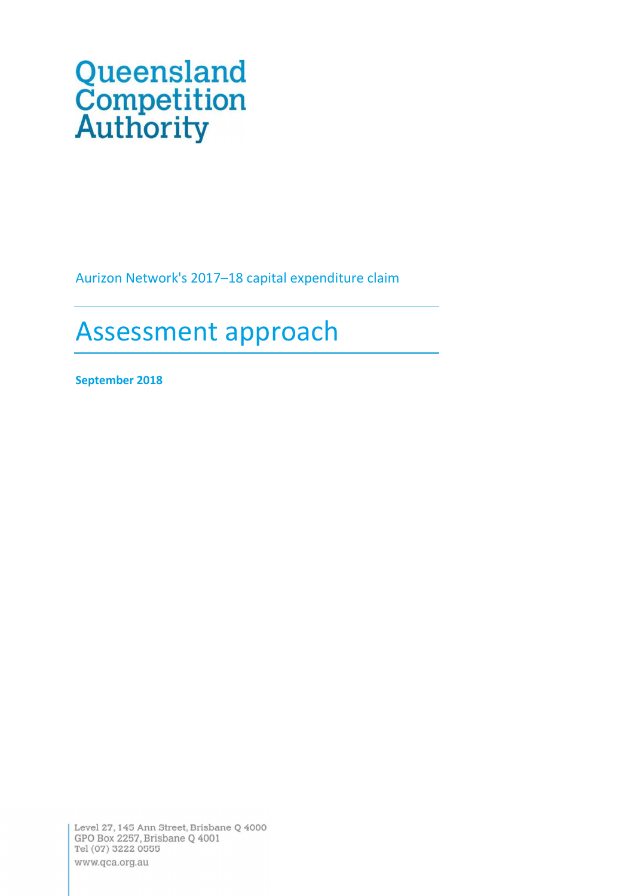Queensland Competition Authority

Aurizon Network's 2017–18 capital expenditure claim

# Assessment approach

**September 2018**

Level 27, 145 Ann Street, Brisbane Q 4000
GPO Box 2257, Brisbane Q 4001
Tel (07) 3222 0555
www.qca.org.au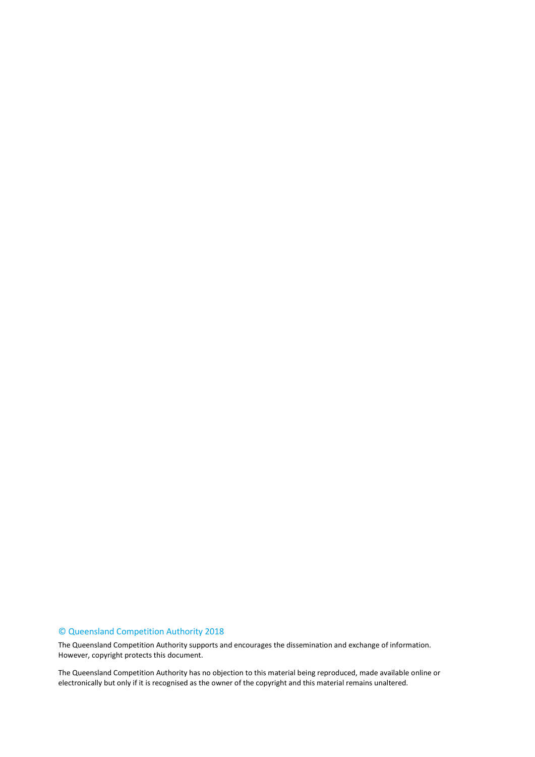© Queensland Competition Authority 2018

The Queensland Competition Authority supports and encourages the dissemination and exchange of information. However, copyright protects this document.

The Queensland Competition Authority has no objection to this material being reproduced, made available online or electronically but only if it is recognised as the owner of the copyright and this material remains unaltered.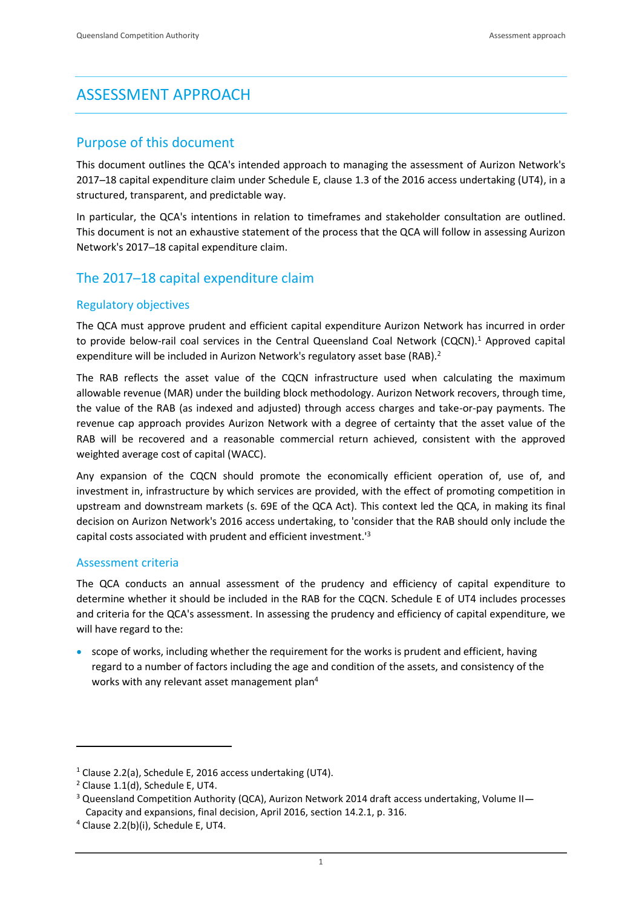# ASSESSMENT APPROACH

## Purpose of this document

This document outlines the QCA's intended approach to managing the assessment of Aurizon Network's 2017–18 capital expenditure claim under Schedule E, clause 1.3 of the 2016 access undertaking (UT4), in a structured, transparent, and predictable way.

In particular, the QCA's intentions in relation to timeframes and stakeholder consultation are outlined. This document is not an exhaustive statement of the process that the QCA will follow in assessing Aurizon Network's 2017–18 capital expenditure claim.

## The 2017–18 capital expenditure claim

### Regulatory objectives

The QCA must approve prudent and efficient capital expenditure Aurizon Network has incurred in order to provide below-rail coal services in the Central Queensland Coal Network (CQCN).[1] Approved capital expenditure will be included in Aurizon Network's regulatory asset base (RAB).[2]

The RAB reflects the asset value of the CQCN infrastructure used when calculating the maximum allowable revenue (MAR) under the building block methodology. Aurizon Network recovers, through time, the value of the RAB (as indexed and adjusted) through access charges and take-or-pay payments. The revenue cap approach provides Aurizon Network with a degree of certainty that the asset value of the RAB will be recovered and a reasonable commercial return achieved, consistent with the approved weighted average cost of capital (WACC).

Any expansion of the CQCN should promote the economically efficient operation of, use of, and investment in, infrastructure by which services are provided, with the effect of promoting competition in upstream and downstream markets (s. 69E of the QCA Act). This context led the QCA, in making its final decision on Aurizon Network's 2016 access undertaking, to 'consider that the RAB should only include the capital costs associated with prudent and efficient investment.'[3]

### Assessment criteria

The QCA conducts an annual assessment of the prudency and efficiency of capital expenditure to determine whether it should be included in the RAB for the CQCN. Schedule E of UT4 includes processes and criteria for the QCA's assessment. In assessing the prudency and efficiency of capital expenditure, we will have regard to the:

- scope of works, including whether the requirement for the works is prudent and efficient, having regard to a number of factors including the age and condition of the assets, and consistency of the works with any relevant asset management plan[4]

---

[1] Clause 2.2(a), Schedule E, 2016 access undertaking (UT4).

[2] Clause 1.1(d), Schedule E, UT4.

[3] Queensland Competition Authority (QCA), Aurizon Network 2014 draft access undertaking, Volume II—Capacity and expansions, final decision, April 2016, section 14.2.1, p. 316.

[4] Clause 2.2(b)(i), Schedule E, UT4.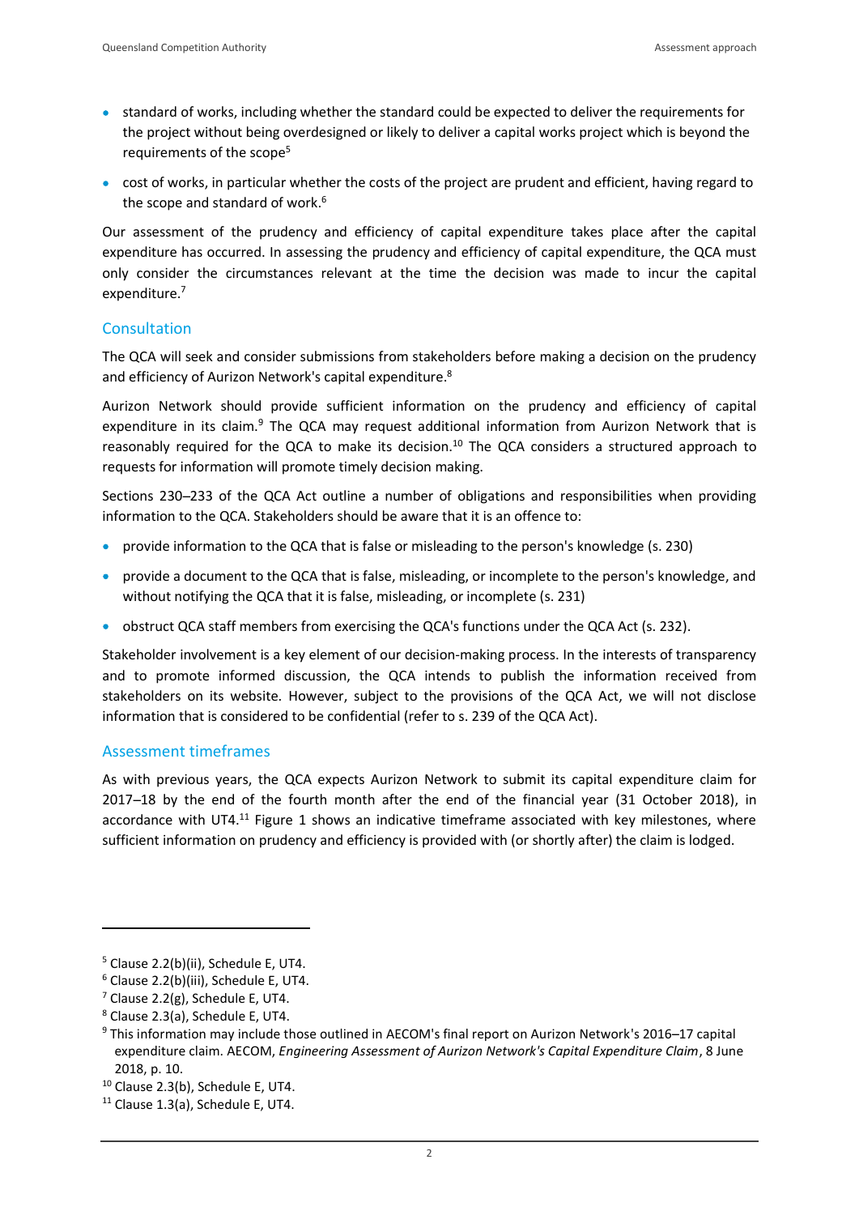- standard of works, including whether the standard could be expected to deliver the requirements for the project without being overdesigned or likely to deliver a capital works project which is beyond the requirements of the scope[5]
- cost of works, in particular whether the costs of the project are prudent and efficient, having regard to the scope and standard of work.[6]

Our assessment of the prudency and efficiency of capital expenditure takes place after the capital expenditure has occurred. In assessing the prudency and efficiency of capital expenditure, the QCA must only consider the circumstances relevant at the time the decision was made to incur the capital expenditure.[7]

## Consultation

The QCA will seek and consider submissions from stakeholders before making a decision on the prudency and efficiency of Aurizon Network's capital expenditure.[8]

Aurizon Network should provide sufficient information on the prudency and efficiency of capital expenditure in its claim.[9] The QCA may request additional information from Aurizon Network that is reasonably required for the QCA to make its decision.[10] The QCA considers a structured approach to requests for information will promote timely decision making.

Sections 230–233 of the QCA Act outline a number of obligations and responsibilities when providing information to the QCA. Stakeholders should be aware that it is an offence to:

- provide information to the QCA that is false or misleading to the person's knowledge (s. 230)
- provide a document to the QCA that is false, misleading, or incomplete to the person's knowledge, and without notifying the QCA that it is false, misleading, or incomplete (s. 231)
- obstruct QCA staff members from exercising the QCA's functions under the QCA Act (s. 232).

Stakeholder involvement is a key element of our decision-making process. In the interests of transparency and to promote informed discussion, the QCA intends to publish the information received from stakeholders on its website. However, subject to the provisions of the QCA Act, we will not disclose information that is considered to be confidential (refer to s. 239 of the QCA Act).

## Assessment timeframes

As with previous years, the QCA expects Aurizon Network to submit its capital expenditure claim for 2017–18 by the end of the fourth month after the end of the financial year (31 October 2018), in accordance with UT4.[11] Figure 1 shows an indicative timeframe associated with key milestones, where sufficient information on prudency and efficiency is provided with (or shortly after) the claim is lodged.

---

[5] Clause 2.2(b)(ii), Schedule E, UT4.

[6] Clause 2.2(b)(iii), Schedule E, UT4.

[7] Clause 2.2(g), Schedule E, UT4.

[8] Clause 2.3(a), Schedule E, UT4.

[9] This information may include those outlined in AECOM's final report on Aurizon Network's 2016–17 capital expenditure claim. AECOM, *Engineering Assessment of Aurizon Network's Capital Expenditure Claim*, 8 June 2018, p. 10.

[10] Clause 2.3(b), Schedule E, UT4.

[11] Clause 1.3(a), Schedule E, UT4.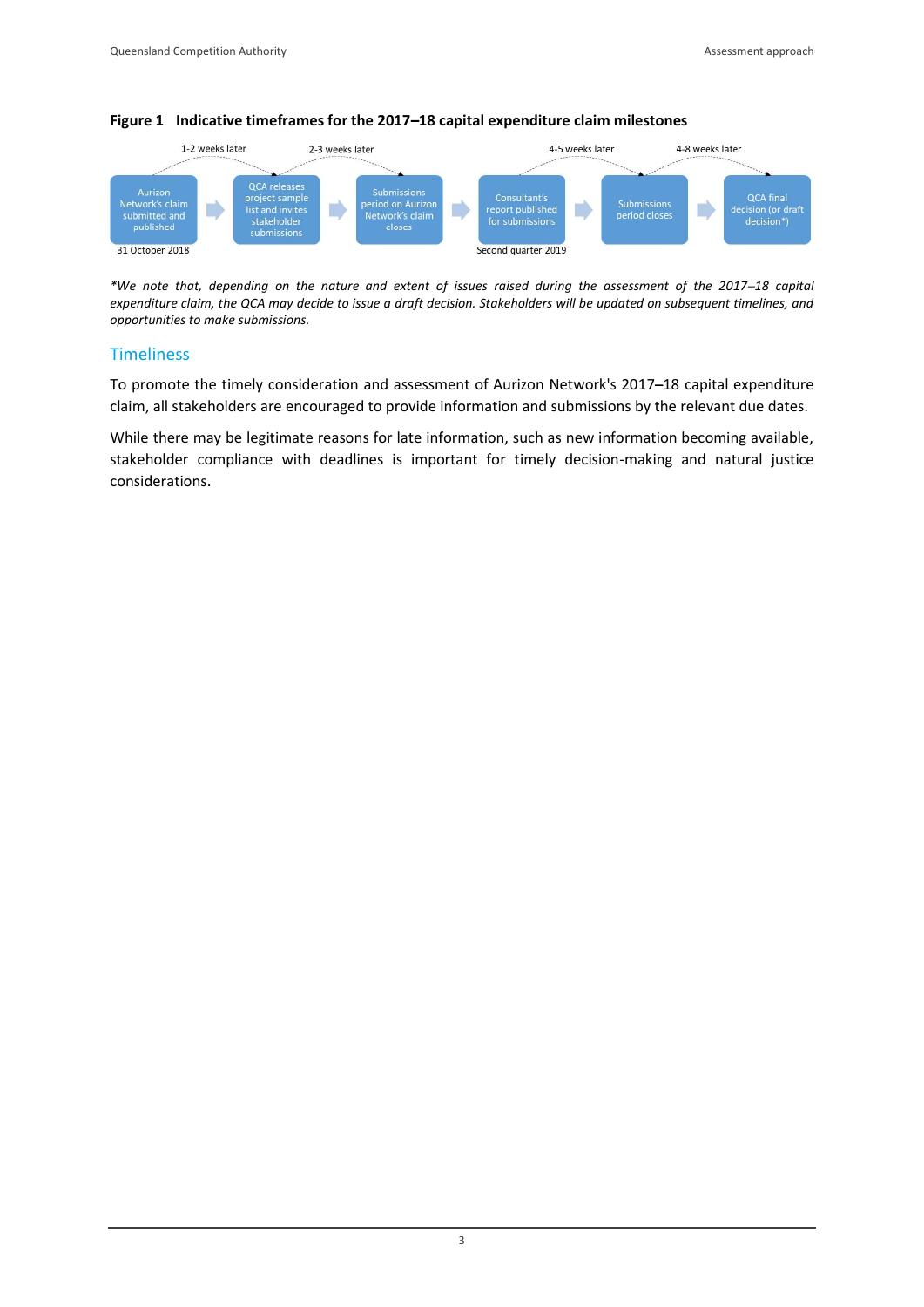**Figure 1 Indicative timeframes for the 2017–18 capital expenditure claim milestones**

1-2 weeks later

2-3 weeks later

4-5 weeks later

4-8 weeks later

Aurizon Network's claim submitted and published

QCA releases project sample list and invites stakeholder submissions

Submissions period on Aurizon Network's claim closes

Consultant's report published for submissions

Submissions period closes

QCA final decision (or draft decision*)

31 October 2018

Second quarter 2019

*\*We note that, depending on the nature and extent of issues raised during the assessment of the 2017–18 capital expenditure claim, the QCA may decide to issue a draft decision. Stakeholders will be updated on subsequent timelines, and opportunities to make submissions.*

## Timeliness

To promote the timely consideration and assessment of Aurizon Network's 2017–18 capital expenditure claim, all stakeholders are encouraged to provide information and submissions by the relevant due dates.

While there may be legitimate reasons for late information, such as new information becoming available, stakeholder compliance with deadlines is important for timely decision-making and natural justice considerations.